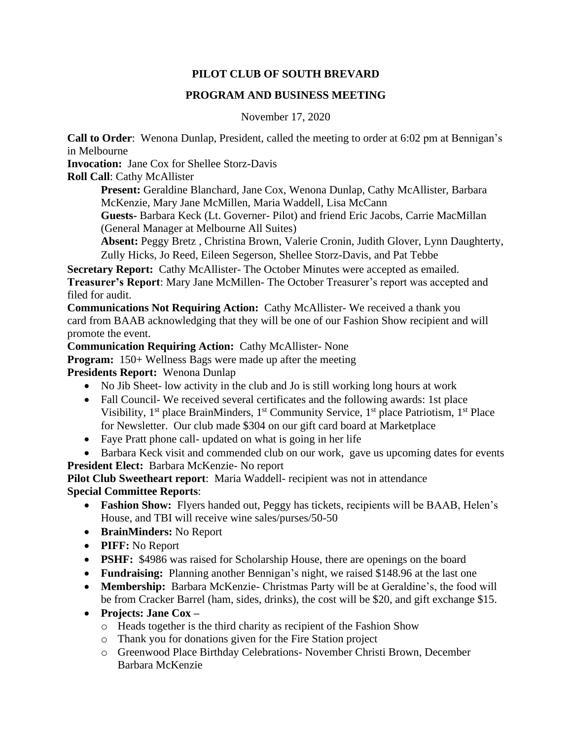**PILOT CLUB OF SOUTH BREVARD**

**PROGRAM AND BUSINESS MEETING**

November 17, 2020

**Call to Order**: Wenona Dunlap, President, called the meeting to order at 6:02 pm at Bennigan's in Melbourne

**Invocation:** Jane Cox for Shellee Storz-Davis

**Roll Call**: Cathy McAllister

> **Present:** Geraldine Blanchard, Jane Cox, Wenona Dunlap, Cathy McAllister, Barbara McKenzie, Mary Jane McMillen, Maria Waddell, Lisa McCann
>
> **Guests-** Barbara Keck (Lt. Governer- Pilot) and friend Eric Jacobs, Carrie MacMillan (General Manager at Melbourne All Suites)
>
> **Absent:** Peggy Bretz , Christina Brown, Valerie Cronin, Judith Glover, Lynn Daughterty, Zully Hicks, Jo Reed, Eileen Segerson, Shellee Storz-Davis, and Pat Tebbe

**Secretary Report:** Cathy McAllister- The October Minutes were accepted as emailed.

**Treasurer's Report**: Mary Jane McMillen- The October Treasurer's report was accepted and filed for audit.

**Communications Not Requiring Action:** Cathy McAllister- We received a thank you card from BAAB acknowledging that they will be one of our Fashion Show recipient and will promote the event.

**Communication Requiring Action:** Cathy McAllister- None

**Program:** 150+ Wellness Bags were made up after the meeting

**Presidents Report:** Wenona Dunlap

- No Jib Sheet- low activity in the club and Jo is still working long hours at work
- Fall Council- We received several certificates and the following awards: 1st place Visibility, 1st place BrainMinders, 1st Community Service, 1st place Patriotism, 1st Place for Newsletter. Our club made $304 on our gift card board at Marketplace
- Faye Pratt phone call- updated on what is going in her life
- Barbara Keck visit and commended club on our work, gave us upcoming dates for events

**President Elect:** Barbara McKenzie- No report

**Pilot Club Sweetheart report**: Maria Waddell- recipient was not in attendance

**Special Committee Reports**:

- **Fashion Show:** Flyers handed out, Peggy has tickets, recipients will be BAAB, Helen's House, and TBI will receive wine sales/purses/50-50
- **BrainMinders:** No Report
- **PIFF:** No Report
- **PSHF:** $4986 was raised for Scholarship House, there are openings on the board
- **Fundraising:** Planning another Bennigan's night, we raised $148.96 at the last one
- **Membership:** Barbara McKenzie- Christmas Party will be at Geraldine's, the food will be from Cracker Barrel (ham, sides, drinks), the cost will be $20, and gift exchange $15.
- **Projects: Jane Cox –**
  - Heads together is the third charity as recipient of the Fashion Show
  - Thank you for donations given for the Fire Station project
  - Greenwood Place Birthday Celebrations- November Christi Brown, December Barbara McKenzie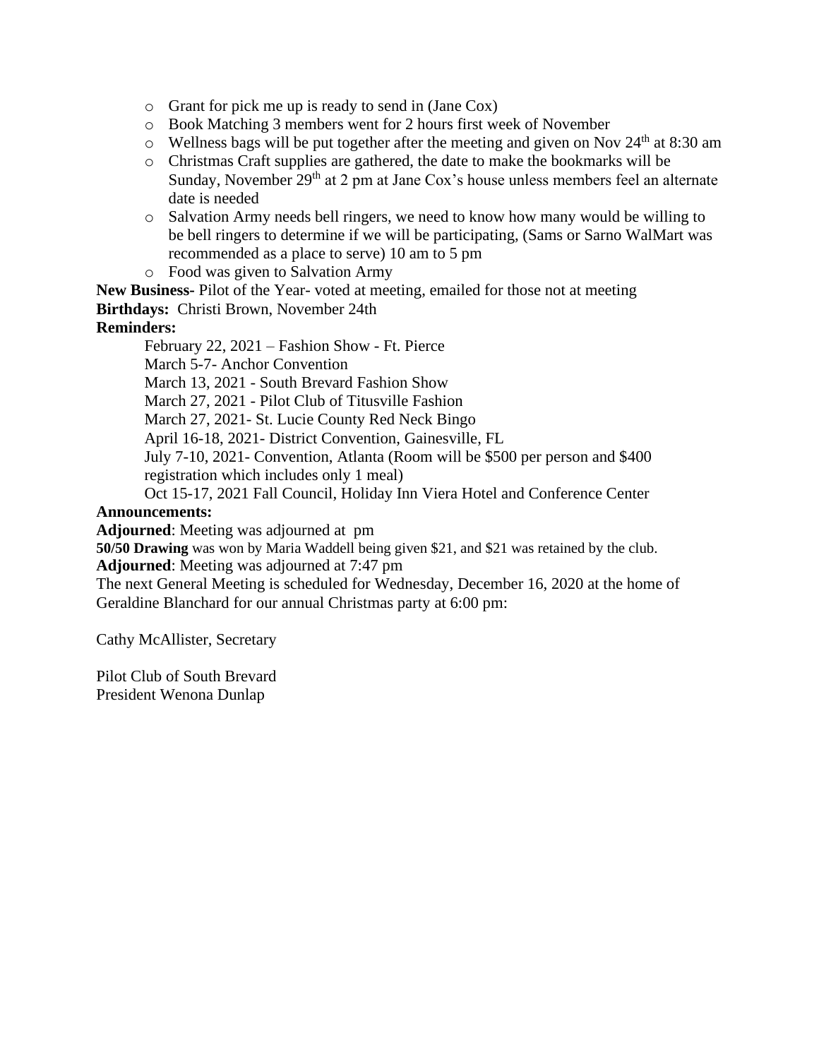- Grant for pick me up is ready to send in (Jane Cox)
- Book Matching 3 members went for 2 hours first week of November
- Wellness bags will be put together after the meeting and given on Nov 24th at 8:30 am
- Christmas Craft supplies are gathered, the date to make the bookmarks will be Sunday, November 29th at 2 pm at Jane Cox's house unless members feel an alternate date is needed
- Salvation Army needs bell ringers, we need to know how many would be willing to be bell ringers to determine if we will be participating, (Sams or Sarno WalMart was recommended as a place to serve) 10 am to 5 pm
- Food was given to Salvation Army

**New Business-** Pilot of the Year- voted at meeting, emailed for those not at meeting

**Birthdays:** Christi Brown, November 24th

**Reminders:**

February 22, 2021 – Fashion Show - Ft. Pierce
March 5-7- Anchor Convention
March 13, 2021 - South Brevard Fashion Show
March 27, 2021 - Pilot Club of Titusville Fashion
March 27, 2021- St. Lucie County Red Neck Bingo
April 16-18, 2021- District Convention, Gainesville, FL
July 7-10, 2021- Convention, Atlanta (Room will be $500 per person and $400 registration which includes only 1 meal)
Oct 15-17, 2021 Fall Council, Holiday Inn Viera Hotel and Conference Center

**Announcements:**

**Adjourned**: Meeting was adjourned at pm

**50/50 Drawing** was won by Maria Waddell being given $21, and $21 was retained by the club.

**Adjourned**: Meeting was adjourned at 7:47 pm

The next General Meeting is scheduled for Wednesday, December 16, 2020 at the home of Geraldine Blanchard for our annual Christmas party at 6:00 pm:

Cathy McAllister, Secretary

Pilot Club of South Brevard
President Wenona Dunlap